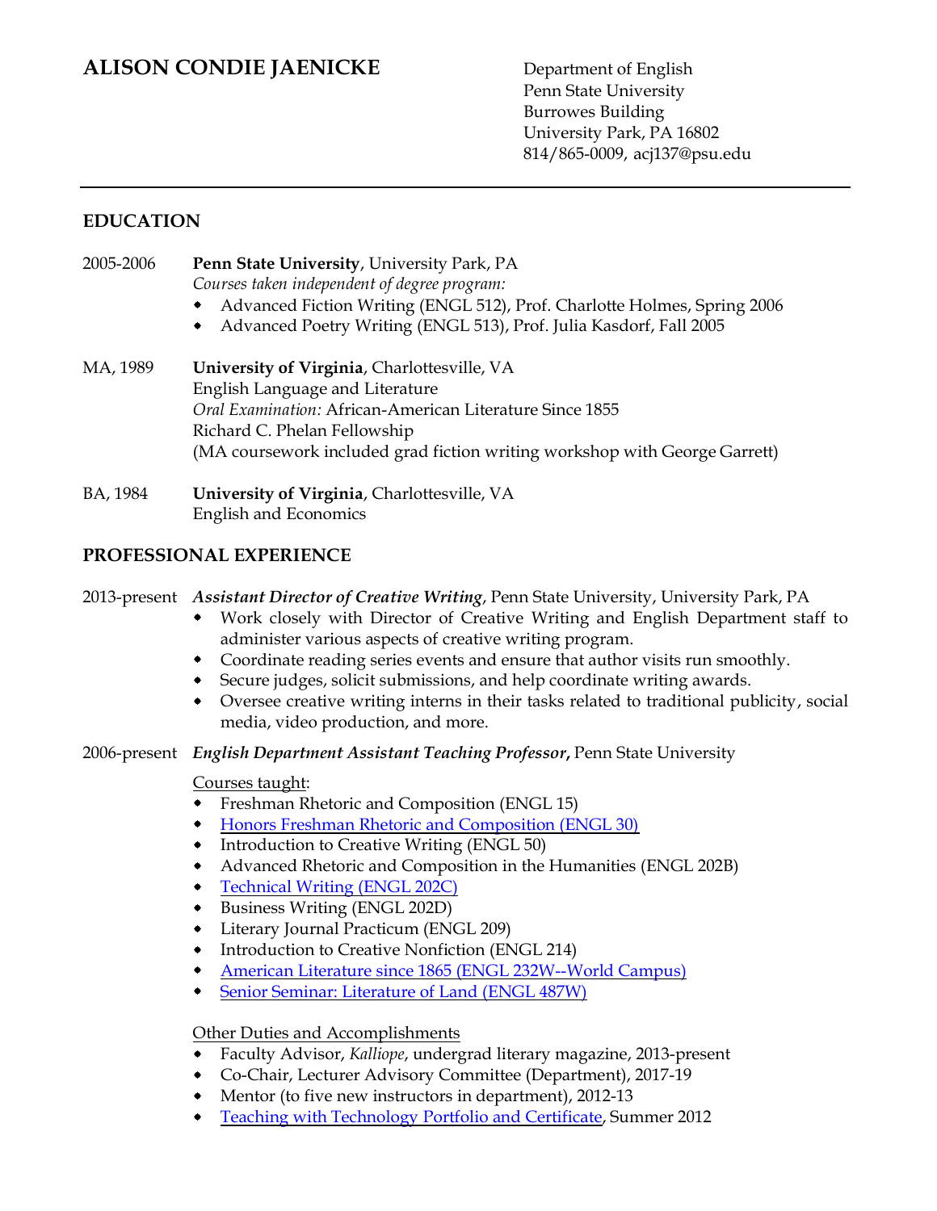# ALISON CONDIE JAENICKE

Department of English
Penn State University
Burrowes Building
University Park, PA 16802
814/865-0009, acj137@psu.edu

---

## EDUCATION

2005-2006 **Penn State University**, University Park, PA
*Courses taken independent of degree program:*

- Advanced Fiction Writing (ENGL 512), Prof. Charlotte Holmes, Spring 2006
- Advanced Poetry Writing (ENGL 513), Prof. Julia Kasdorf, Fall 2005

MA, 1989 **University of Virginia**, Charlottesville, VA
English Language and Literature
*Oral Examination:* African-American Literature Since 1855
Richard C. Phelan Fellowship
(MA coursework included grad fiction writing workshop with George Garrett)

BA, 1984 **University of Virginia**, Charlottesville, VA
English and Economics

## PROFESSIONAL EXPERIENCE

2013-present ***Assistant Director of Creative Writing***, Penn State University, University Park, PA

- Work closely with Director of Creative Writing and English Department staff to administer various aspects of creative writing program.
- Coordinate reading series events and ensure that author visits run smoothly.
- Secure judges, solicit submissions, and help coordinate writing awards.
- Oversee creative writing interns in their tasks related to traditional publicity, social media, video production, and more.

2006-present ***English Department Assistant Teaching Professor*, **Penn State University

Courses taught:

- Freshman Rhetoric and Composition (ENGL 15)
- Honors Freshman Rhetoric and Composition (ENGL 30)
- Introduction to Creative Writing (ENGL 50)
- Advanced Rhetoric and Composition in the Humanities (ENGL 202B)
- Technical Writing (ENGL 202C)
- Business Writing (ENGL 202D)
- Literary Journal Practicum (ENGL 209)
- Introduction to Creative Nonfiction (ENGL 214)
- American Literature since 1865 (ENGL 232W--World Campus)
- Senior Seminar: Literature of Land (ENGL 487W)

Other Duties and Accomplishments

- Faculty Advisor, *Kalliope*, undergrad literary magazine, 2013-present
- Co-Chair, Lecturer Advisory Committee (Department), 2017-19
- Mentor (to five new instructors in department), 2012-13
- Teaching with Technology Portfolio and Certificate, Summer 2012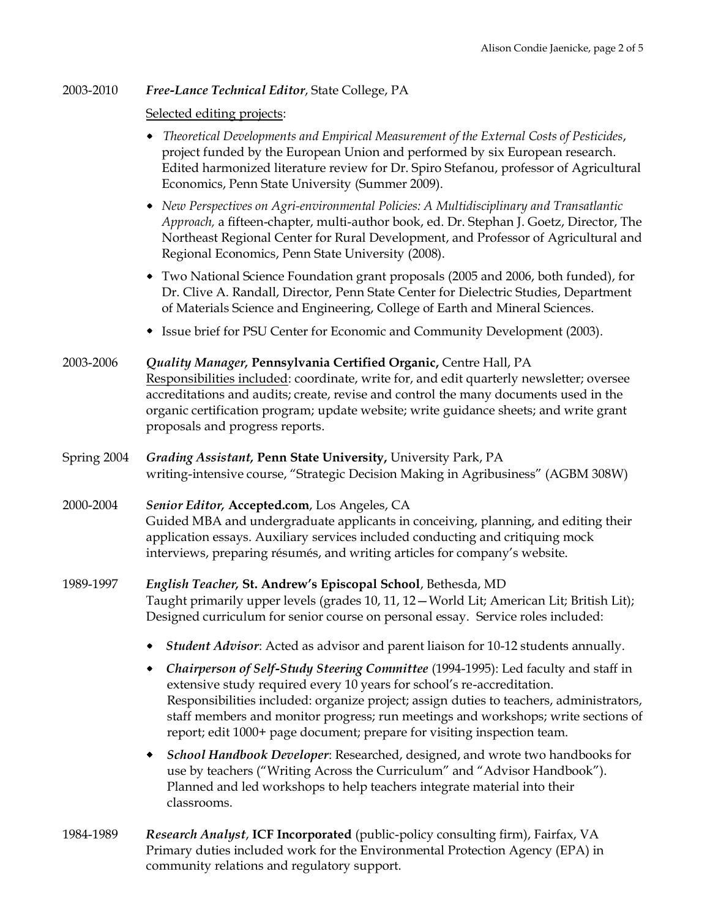2003-2010 ***Free-Lance Technical Editor***, State College, PA

Selected editing projects:

- *Theoretical Developments and Empirical Measurement of the External Costs of Pesticides*, project funded by the European Union and performed by six European research. Edited harmonized literature review for Dr. Spiro Stefanou, professor of Agricultural Economics, Penn State University (Summer 2009).
- *New Perspectives on Agri-environmental Policies: A Multidisciplinary and Transatlantic Approach,* a fifteen-chapter, multi-author book, ed. Dr. Stephan J. Goetz, Director, The Northeast Regional Center for Rural Development, and Professor of Agricultural and Regional Economics, Penn State University (2008).
- Two National Science Foundation grant proposals (2005 and 2006, both funded), for Dr. Clive A. Randall, Director, Penn State Center for Dielectric Studies, Department of Materials Science and Engineering, College of Earth and Mineral Sciences.
- Issue brief for PSU Center for Economic and Community Development (2003).

2003-2006 ***Quality Manager,*** **Pennsylvania Certified Organic,** Centre Hall, PA
Responsibilities included: coordinate, write for, and edit quarterly newsletter; oversee accreditations and audits; create, revise and control the many documents used in the organic certification program; update website; write guidance sheets; and write grant proposals and progress reports.

Spring 2004 ***Grading Assistant,*** **Penn State University,** University Park, PA
writing-intensive course, "Strategic Decision Making in Agribusiness" (AGBM 308W)

2000-2004 ***Senior Editor,*** **Accepted.com**, Los Angeles, CA
Guided MBA and undergraduate applicants in conceiving, planning, and editing their application essays. Auxiliary services included conducting and critiquing mock interviews, preparing résumés, and writing articles for company's website.

1989-1997 ***English Teacher,*** **St. Andrew's Episcopal School**, Bethesda, MD
Taught primarily upper levels (grades 10, 11, 12—World Lit; American Lit; British Lit); Designed curriculum for senior course on personal essay. Service roles included:

- ***Student Advisor***: Acted as advisor and parent liaison for 10-12 students annually.
- ***Chairperson of Self-Study Steering Committee*** (1994-1995): Led faculty and staff in extensive study required every 10 years for school's re-accreditation. Responsibilities included: organize project; assign duties to teachers, administrators, staff members and monitor progress; run meetings and workshops; write sections of report; edit 1000+ page document; prepare for visiting inspection team.
- ***School Handbook Developer***: Researched, designed, and wrote two handbooks for use by teachers ("Writing Across the Curriculum" and "Advisor Handbook"). Planned and led workshops to help teachers integrate material into their classrooms.

1984-1989 ***Research Analyst***, **ICF Incorporated** (public-policy consulting firm), Fairfax, VA
Primary duties included work for the Environmental Protection Agency (EPA) in community relations and regulatory support.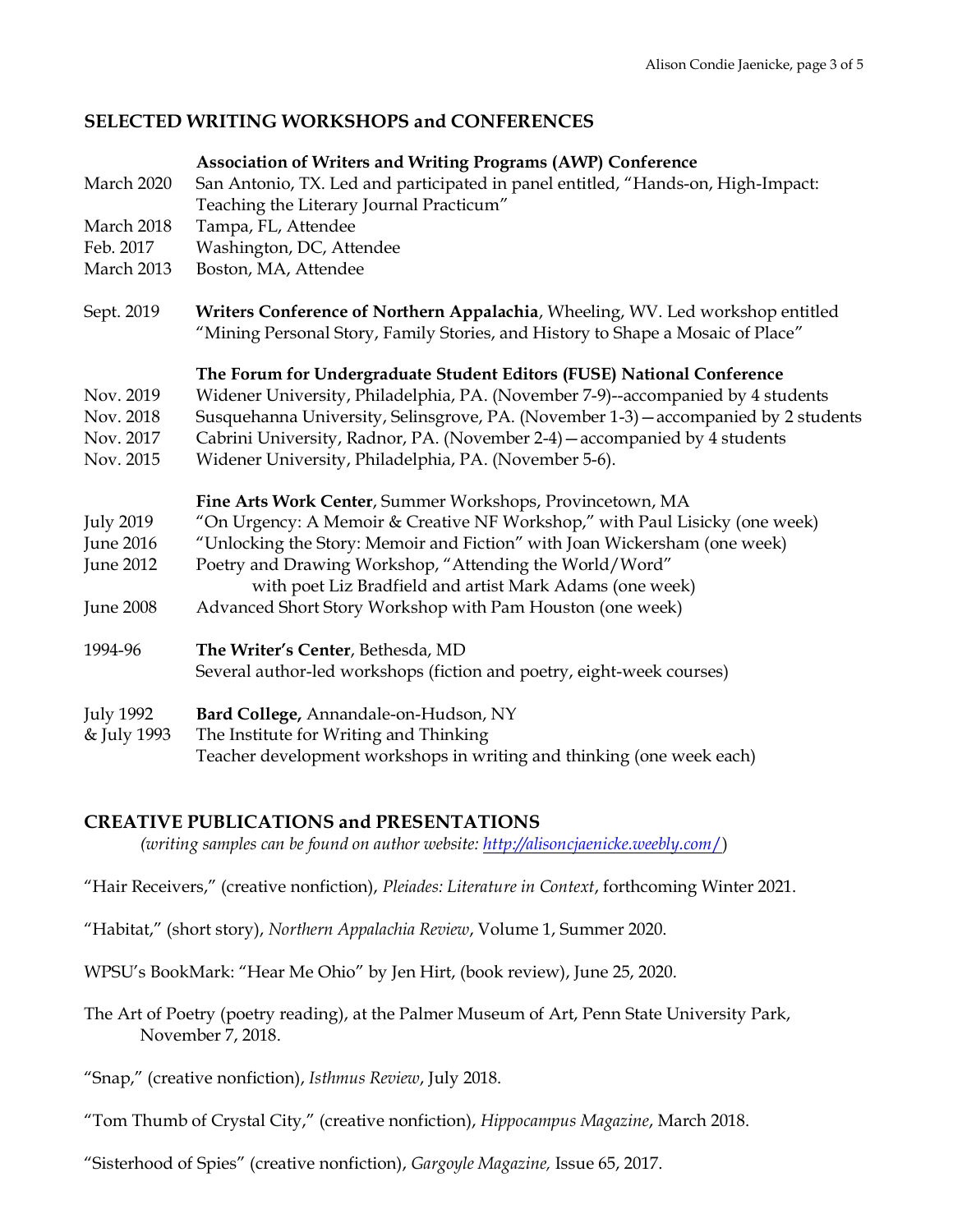## SELECTED WRITING WORKSHOPS and CONFERENCES

**Association of Writers and Writing Programs (AWP) Conference**

March 2020 San Antonio, TX. Led and participated in panel entitled, "Hands-on, High-Impact: Teaching the Literary Journal Practicum"

March 2018 Tampa, FL, Attendee

Feb. 2017 Washington, DC, Attendee

March 2013 Boston, MA, Attendee

Sept. 2019 **Writers Conference of Northern Appalachia**, Wheeling, WV. Led workshop entitled "Mining Personal Story, Family Stories, and History to Shape a Mosaic of Place"

**The Forum for Undergraduate Student Editors (FUSE) National Conference**

Nov. 2019 Widener University, Philadelphia, PA. (November 7-9)--accompanied by 4 students

Nov. 2018 Susquehanna University, Selinsgrove, PA. (November 1-3)—accompanied by 2 students

Nov. 2017 Cabrini University, Radnor, PA. (November 2-4)—accompanied by 4 students

Nov. 2015 Widener University, Philadelphia, PA. (November 5-6).

**Fine Arts Work Center**, Summer Workshops, Provincetown, MA

July 2019 "On Urgency: A Memoir & Creative NF Workshop," with Paul Lisicky (one week)

June 2016 "Unlocking the Story: Memoir and Fiction" with Joan Wickersham (one week)

June 2012 Poetry and Drawing Workshop, "Attending the World/Word" with poet Liz Bradfield and artist Mark Adams (one week)

June 2008 Advanced Short Story Workshop with Pam Houston (one week)

1994-96 **The Writer's Center**, Bethesda, MD
Several author-led workshops (fiction and poetry, eight-week courses)

July 1992 & July 1993 **Bard College,** Annandale-on-Hudson, NY
The Institute for Writing and Thinking
Teacher development workshops in writing and thinking (one week each)

## CREATIVE PUBLICATIONS and PRESENTATIONS

*(writing samples can be found on author website: [http://alisoncjaenicke.weebly.com/](http://alisoncjaenicke.weebly.com/))*

"Hair Receivers," (creative nonfiction), *Pleiades: Literature in Context*, forthcoming Winter 2021.

"Habitat," (short story), *Northern Appalachia Review*, Volume 1, Summer 2020.

WPSU's BookMark: "Hear Me Ohio" by Jen Hirt, (book review), June 25, 2020.

The Art of Poetry (poetry reading), at the Palmer Museum of Art, Penn State University Park, November 7, 2018.

"Snap," (creative nonfiction), *Isthmus Review*, July 2018.

"Tom Thumb of Crystal City," (creative nonfiction), *Hippocampus Magazine*, March 2018.

"Sisterhood of Spies" (creative nonfiction), *Gargoyle Magazine,* Issue 65, 2017.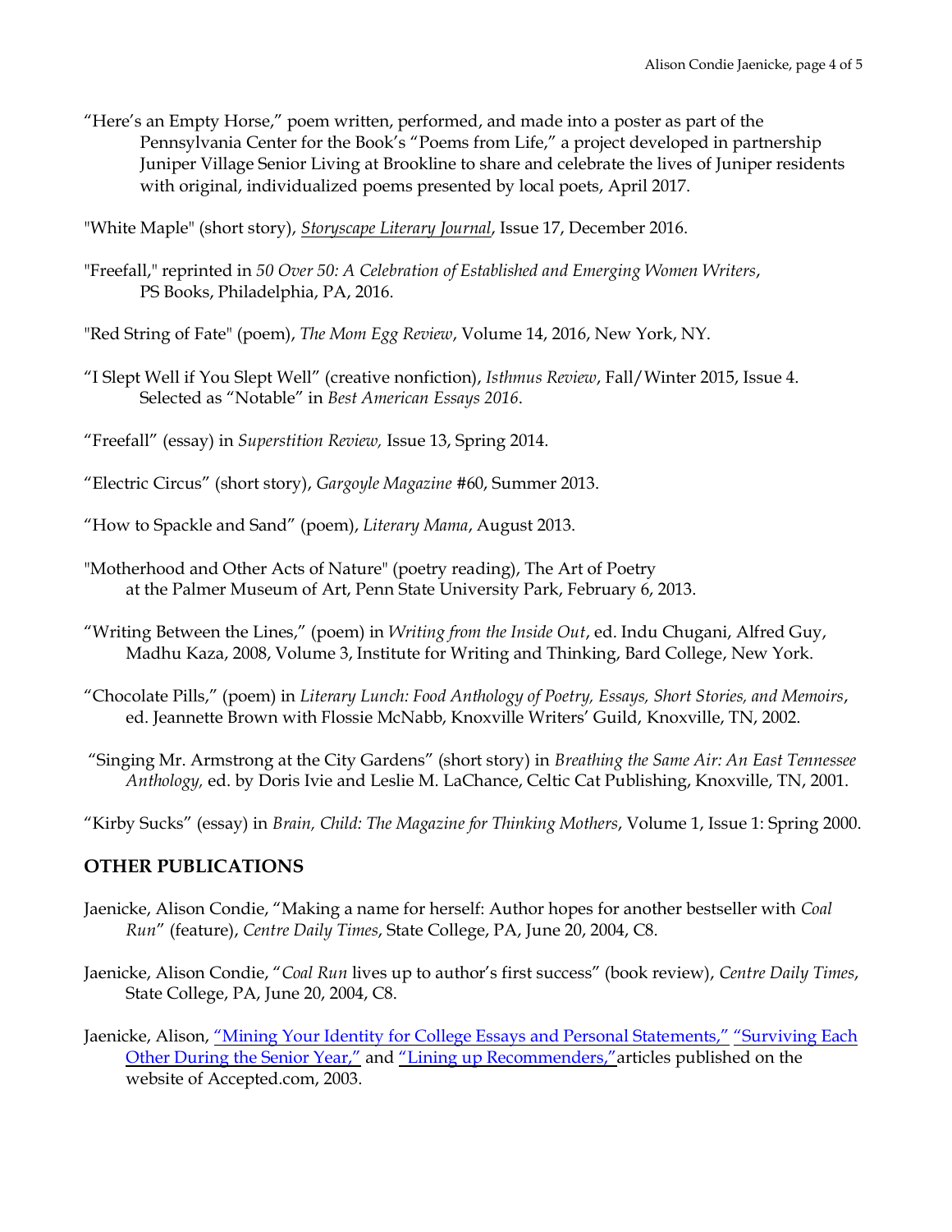"Here's an Empty Horse," poem written, performed, and made into a poster as part of the Pennsylvania Center for the Book's "Poems from Life," a project developed in partnership Juniper Village Senior Living at Brookline to share and celebrate the lives of Juniper residents with original, individualized poems presented by local poets, April 2017.

"White Maple" (short story), *Storyscape Literary Journal*, Issue 17, December 2016.

"Freefall," reprinted in *50 Over 50: A Celebration of Established and Emerging Women Writers*, PS Books, Philadelphia, PA, 2016.

"Red String of Fate" (poem), *The Mom Egg Review*, Volume 14, 2016, New York, NY.

"I Slept Well if You Slept Well" (creative nonfiction), *Isthmus Review*, Fall/Winter 2015, Issue 4. Selected as "Notable" in *Best American Essays 2016*.

"Freefall" (essay) in *Superstition Review,* Issue 13, Spring 2014.

"Electric Circus" (short story), *Gargoyle Magazine* #60, Summer 2013.

"How to Spackle and Sand" (poem), *Literary Mama*, August 2013.

"Motherhood and Other Acts of Nature" (poetry reading), The Art of Poetry at the Palmer Museum of Art, Penn State University Park, February 6, 2013.

"Writing Between the Lines," (poem) in *Writing from the Inside Out*, ed. Indu Chugani, Alfred Guy, Madhu Kaza, 2008, Volume 3, Institute for Writing and Thinking, Bard College, New York.

"Chocolate Pills," (poem) in *Literary Lunch: Food Anthology of Poetry, Essays, Short Stories, and Memoirs*, ed. Jeannette Brown with Flossie McNabb, Knoxville Writers' Guild, Knoxville, TN, 2002.

"Singing Mr. Armstrong at the City Gardens" (short story) in *Breathing the Same Air: An East Tennessee Anthology,* ed. by Doris Ivie and Leslie M. LaChance, Celtic Cat Publishing, Knoxville, TN, 2001.

"Kirby Sucks" (essay) in *Brain, Child: The Magazine for Thinking Mothers*, Volume 1, Issue 1: Spring 2000.

## OTHER PUBLICATIONS

Jaenicke, Alison Condie, "Making a name for herself: Author hopes for another bestseller with *Coal Run*" (feature), *Centre Daily Times*, State College, PA, June 20, 2004, C8.

Jaenicke, Alison Condie, "*Coal Run* lives up to author's first success" (book review), *Centre Daily Times*, State College, PA, June 20, 2004, C8.

Jaenicke, Alison, "Mining Your Identity for College Essays and Personal Statements," "Surviving Each Other During the Senior Year," and "Lining up Recommenders," articles published on the website of Accepted.com, 2003.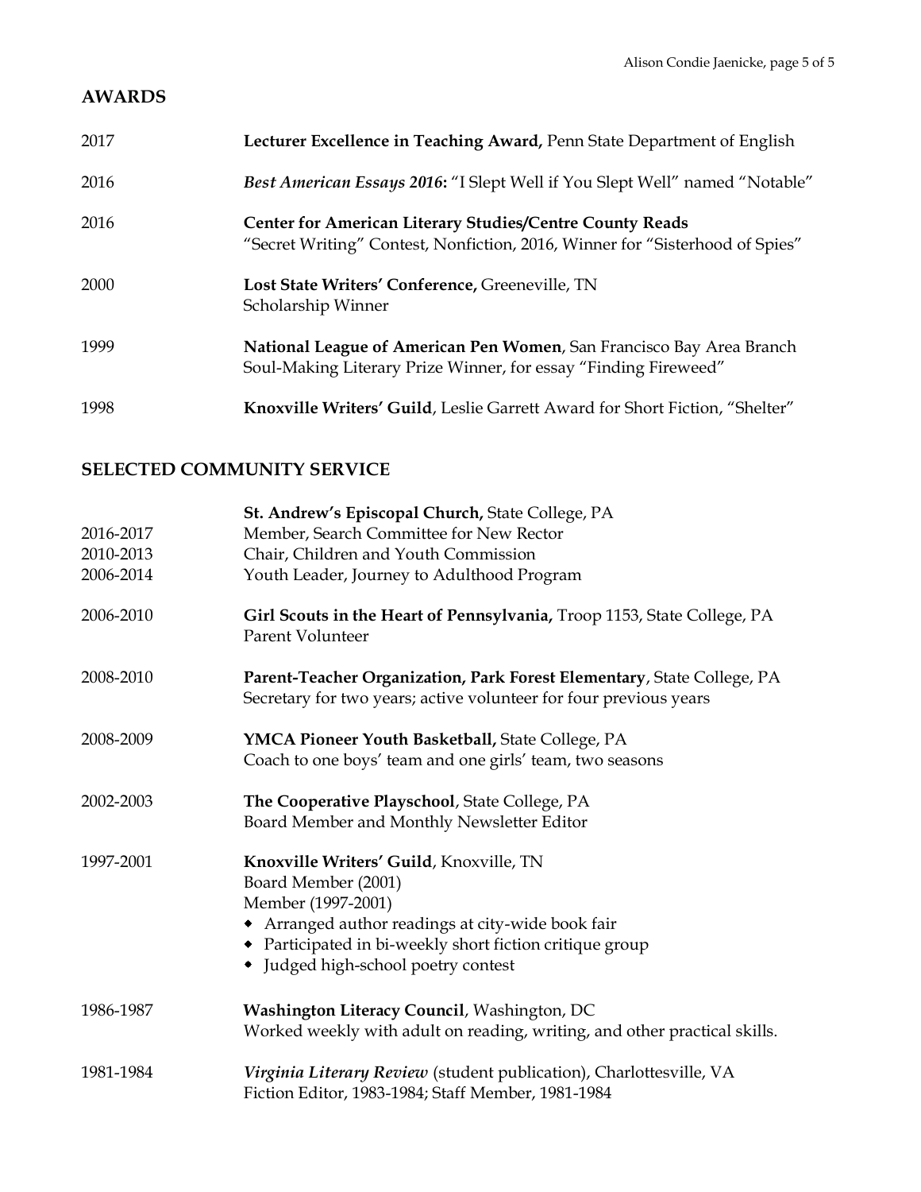## AWARDS

2017 **Lecturer Excellence in Teaching Award,** Penn State Department of English

2016 ***Best American Essays 2016*****:** "I Slept Well if You Slept Well" named "Notable"

2016 **Center for American Literary Studies/Centre County Reads**
"Secret Writing" Contest, Nonfiction, 2016, Winner for "Sisterhood of Spies"

2000 **Lost State Writers' Conference,** Greeneville, TN
Scholarship Winner

1999 **National League of American Pen Women**, San Francisco Bay Area Branch
Soul-Making Literary Prize Winner, for essay "Finding Fireweed"

1998 **Knoxville Writers' Guild**, Leslie Garrett Award for Short Fiction, "Shelter"

## SELECTED COMMUNITY SERVICE

**St. Andrew's Episcopal Church,** State College, PA
2016-2017 Member, Search Committee for New Rector
2010-2013 Chair, Children and Youth Commission
2006-2014 Youth Leader, Journey to Adulthood Program

2006-2010 **Girl Scouts in the Heart of Pennsylvania,** Troop 1153, State College, PA
Parent Volunteer

2008-2010 **Parent-Teacher Organization, Park Forest Elementary**, State College, PA
Secretary for two years; active volunteer for four previous years

2008-2009 **YMCA Pioneer Youth Basketball,** State College, PA
Coach to one boys' team and one girls' team, two seasons

2002-2003 **The Cooperative Playschool**, State College, PA
Board Member and Monthly Newsletter Editor

1997-2001 **Knoxville Writers' Guild**, Knoxville, TN
Board Member (2001)
Member (1997-2001)
- Arranged author readings at city-wide book fair
- Participated in bi-weekly short fiction critique group
- Judged high-school poetry contest

1986-1987 **Washington Literacy Council**, Washington, DC
Worked weekly with adult on reading, writing, and other practical skills.

1981-1984 ***Virginia Literary Review*** (student publication), Charlottesville, VA
Fiction Editor, 1983-1984; Staff Member, 1981-1984